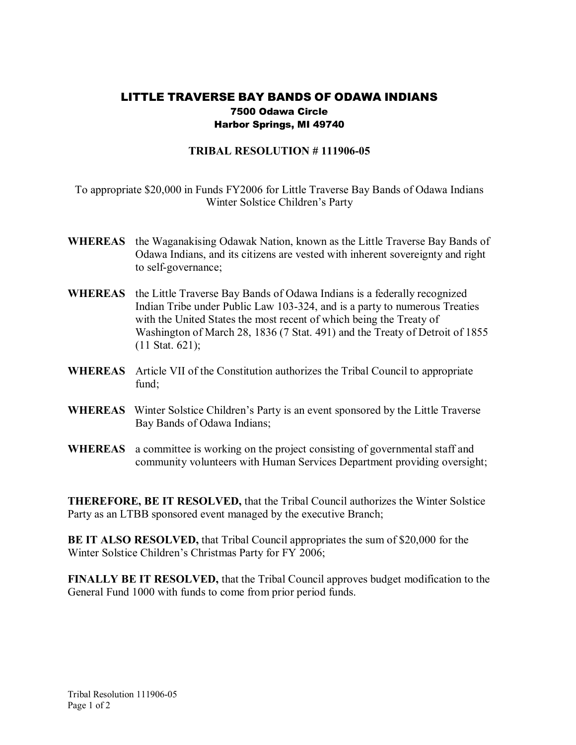# LITTLE TRAVERSE BAY BANDS OF ODAWA INDIANS

**7500 Odawa Circle**
**Harbor Springs, MI 49740**

## TRIBAL RESOLUTION # 111906-05

To appropriate $20,000 in Funds FY2006 for Little Traverse Bay Bands of Odawa Indians Winter Solstice Children's Party

**WHEREAS** the Waganakising Odawak Nation, known as the Little Traverse Bay Bands of Odawa Indians, and its citizens are vested with inherent sovereignty and right to self-governance;

**WHEREAS** the Little Traverse Bay Bands of Odawa Indians is a federally recognized Indian Tribe under Public Law 103-324, and is a party to numerous Treaties with the United States the most recent of which being the Treaty of Washington of March 28, 1836 (7 Stat. 491) and the Treaty of Detroit of 1855 (11 Stat. 621);

**WHEREAS** Article VII of the Constitution authorizes the Tribal Council to appropriate fund;

**WHEREAS** Winter Solstice Children's Party is an event sponsored by the Little Traverse Bay Bands of Odawa Indians;

**WHEREAS** a committee is working on the project consisting of governmental staff and community volunteers with Human Services Department providing oversight;

**THEREFORE, BE IT RESOLVED,** that the Tribal Council authorizes the Winter Solstice Party as an LTBB sponsored event managed by the executive Branch;

**BE IT ALSO RESOLVED,** that Tribal Council appropriates the sum of $20,000 for the Winter Solstice Children's Christmas Party for FY 2006;

**FINALLY BE IT RESOLVED,** that the Tribal Council approves budget modification to the General Fund 1000 with funds to come from prior period funds.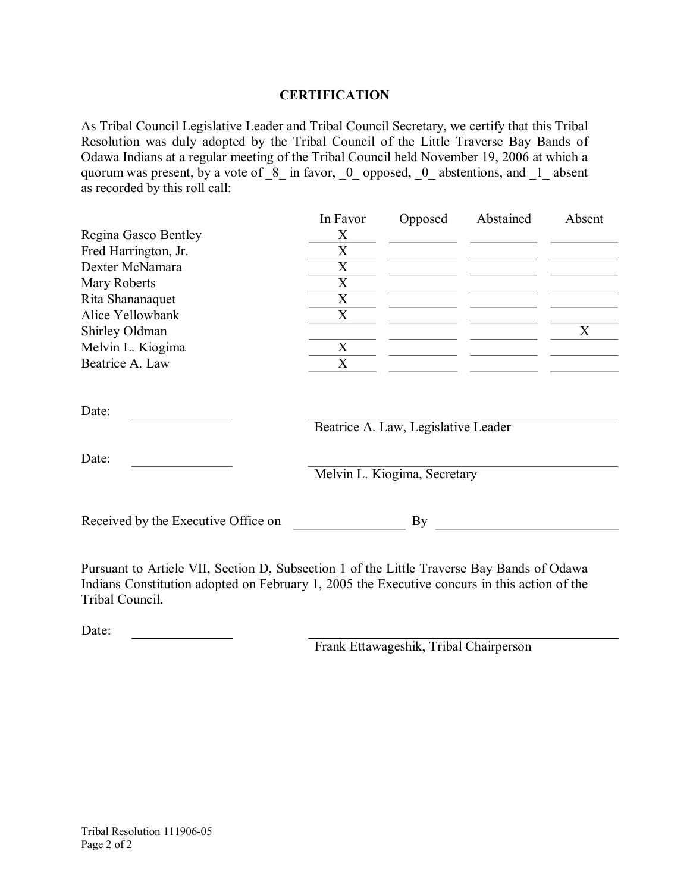## CERTIFICATION

As Tribal Council Legislative Leader and Tribal Council Secretary, we certify that this Tribal Resolution was duly adopted by the Tribal Council of the Little Traverse Bay Bands of Odawa Indians at a regular meeting of the Tribal Council held November 19, 2006 at which a quorum was present, by a vote of _8_ in favor, _0_ opposed, _0_ abstentions, and _1_ absent as recorded by this roll call:

| | In Favor | Opposed | Abstained | Absent |
|---|---|---|---|---|
| Regina Gasco Bentley | X | | | |
| Fred Harrington, Jr. | X | | | |
| Dexter McNamara | X | | | |
| Mary Roberts | X | | | |
| Rita Shananaquet | X | | | |
| Alice Yellowbank | X | | | |
| Shirley Oldman | | | | X |
| Melvin L. Kiogima | X | | | |
| Beatrice A. Law | X | | | |

Date: ______________ ______________________________
Beatrice A. Law, Legislative Leader

Date: ______________ ______________________________
Melvin L. Kiogima, Secretary

Received by the Executive Office on ______________ By ______________________

Pursuant to Article VII, Section D, Subsection 1 of the Little Traverse Bay Bands of Odawa Indians Constitution adopted on February 1, 2005 the Executive concurs in this action of the Tribal Council.

Date: ______________ ______________________________
Frank Ettawageshik, Tribal Chairperson

Tribal Resolution 111906-05